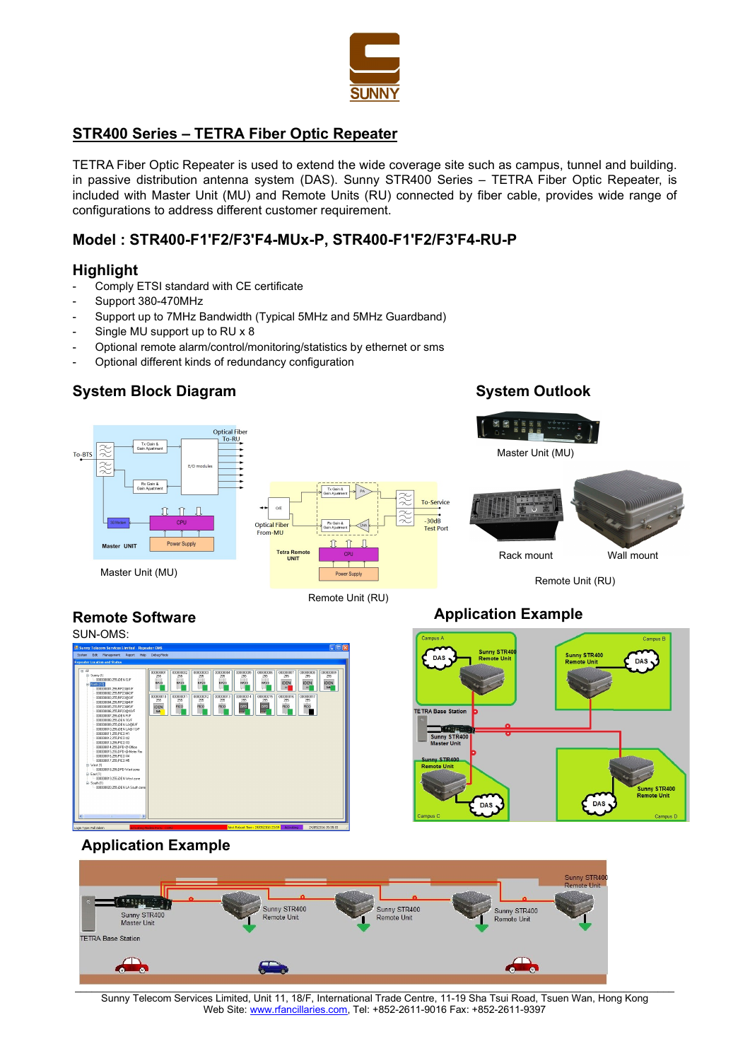SUNNY

## STR400 Series – TETRA Fiber Optic Repeater

TETRA Fiber Optic Repeater is used to extend the wide coverage site such as campus, tunnel and building. in passive distribution antenna system (DAS). Sunny STR400 Series – TETRA Fiber Optic Repeater, is included with Master Unit (MU) and Remote Units (RU) connected by fiber cable, provides wide range of configurations to address different customer requirement.

## Model : STR400-F1'F2/F3'F4-MUx-P, STR400-F1'F2/F3'F4-RU-P

## Highlight

- Comply ETSI standard with CE certificate
- Support 380-470MHz
- Support up to 7MHz Bandwidth (Typical 5MHz and 5MHz Guardband)
- Single MU support up to RU x 8
- Optional remote alarm/control/monitoring/statistics by ethernet or sms
- Optional different kinds of redundancy configuration

## System Block Diagram

Master Unit (MU)

Remote Unit (RU)

## System Outlook

Master Unit (MU)

Rack mount

Wall mount

Remote Unit (RU)

## Remote Software

SUN-OMS:

## Application Example

## Application Example

Sunny Telecom Services Limited, Unit 11, 18/F, International Trade Centre, 11-19 Sha Tsui Road, Tsuen Wan, Hong Kong
Web Site: www.rfancillaries.com, Tel: +852-2611-9016 Fax: +852-2611-9397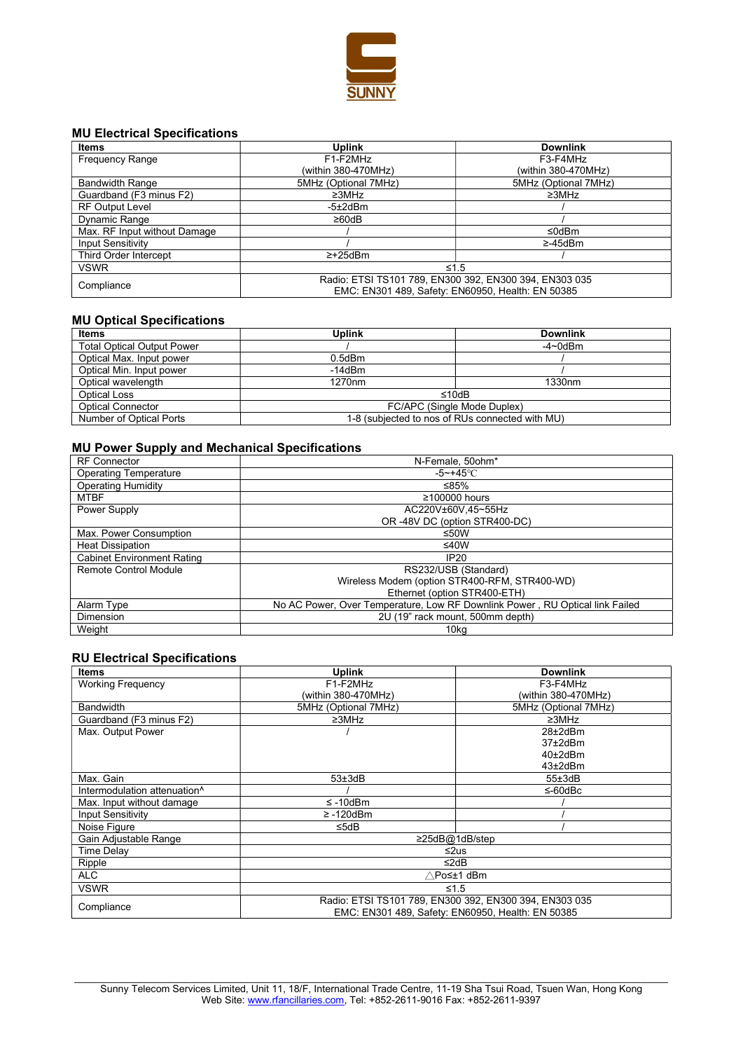SUNNY

## MU Electrical Specifications

| Items | Uplink | Downlink |
|---|---|---|
| Frequency Range | F1-F2MHz (within 380-470MHz) | F3-F4MHz (within 380-470MHz) |
| Bandwidth Range | 5MHz (Optional 7MHz) | 5MHz (Optional 7MHz) |
| Guardband (F3 minus F2) | ≥3MHz | ≥3MHz |
| RF Output Level | -5±2dBm | / |
| Dynamic Range | ≥60dB | / |
| Max. RF Input without Damage | / | ≤0dBm |
| Input Sensitivity | / | ≥-45dBm |
| Third Order Intercept | ≥+25dBm | / |
| VSWR | ≤1.5 | |
| Compliance | Radio: ETSI TS101 789, EN300 392, EN300 394, EN303 035 EMC: EN301 489, Safety: EN60950, Health: EN 50385 | |

## MU Optical Specifications

| Items | Uplink | Downlink |
|---|---|---|
| Total Optical Output Power | / | -4~0dBm |
| Optical Max. Input power | 0.5dBm | / |
| Optical Min. Input power | -14dBm | / |
| Optical wavelength | 1270nm | 1330nm |
| Optical Loss | ≤10dB | |
| Optical Connector | FC/APC (Single Mode Duplex) | |
| Number of Optical Ports | 1-8 (subjected to nos of RUs connected with MU) | |

## MU Power Supply and Mechanical Specifications

| | |
|---|---|
| RF Connector | N-Female, 50ohm* |
| Operating Temperature | -5~+45℃ |
| Operating Humidity | ≤85% |
| MTBF | ≥100000 hours |
| Power Supply | AC220V±60V,45~55Hz OR -48V DC (option STR400-DC) |
| Max. Power Consumption | ≤50W |
| Heat Dissipation | ≤40W |
| Cabinet Environment Rating | IP20 |
| Remote Control Module | RS232/USB (Standard) Wireless Modem (option STR400-RFM, STR400-WD) Ethernet (option STR400-ETH) |
| Alarm Type | No AC Power, Over Temperature, Low RF Downlink Power , RU Optical link Failed |
| Dimension | 2U (19" rack mount, 500mm depth) |
| Weight | 10kg |

## RU Electrical Specifications

| Items | Uplink | Downlink |
|---|---|---|
| Working Frequency | F1-F2MHz (within 380-470MHz) | F3-F4MHz (within 380-470MHz) |
| Bandwidth | 5MHz (Optional 7MHz) | 5MHz (Optional 7MHz) |
| Guardband (F3 minus F2) | ≥3MHz | ≥3MHz |
| Max. Output Power | / | 28±2dBm 37±2dBm 40±2dBm 43±2dBm |
| Max. Gain | 53±3dB | 55±3dB |
| Intermodulation attenuation^ | / | ≤-60dBc |
| Max. Input without damage | ≤ -10dBm | / |
| Input Sensitivity | ≥ -120dBm | / |
| Noise Figure | ≤5dB | / |
| Gain Adjustable Range | ≥25dB@1dB/step | |
| Time Delay | ≤2us | |
| Ripple | ≤2dB | |
| ALC | △Po≤±1 dBm | |
| VSWR | ≤1.5 | |
| Compliance | Radio: ETSI TS101 789, EN300 392, EN300 394, EN303 035 EMC: EN301 489, Safety: EN60950, Health: EN 50385 | |

Sunny Telecom Services Limited, Unit 11, 18/F, International Trade Centre, 11-19 Sha Tsui Road, Tsuen Wan, Hong Kong
Web Site: www.rfancillaries.com, Tel: +852-2611-9016 Fax: +852-2611-9397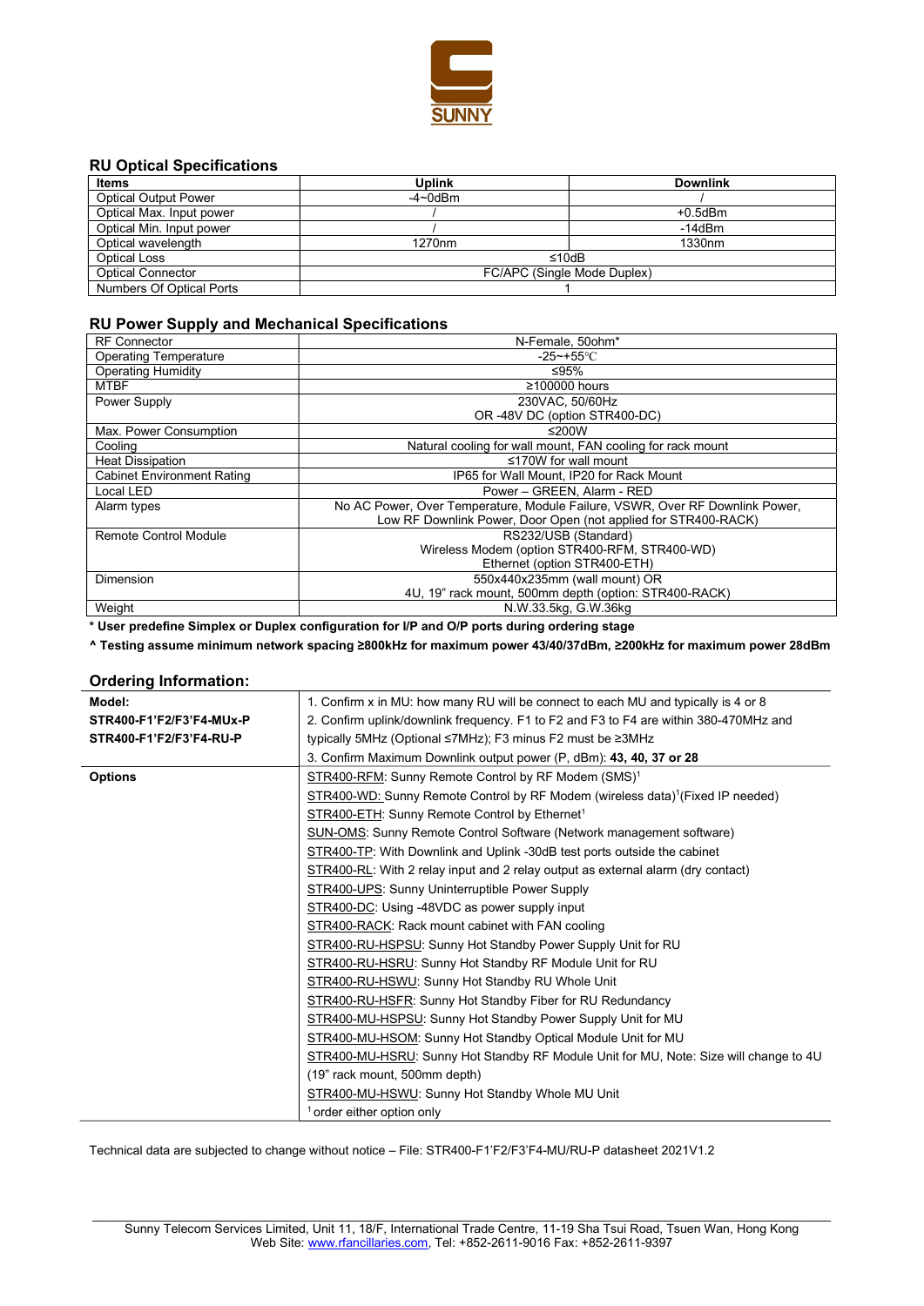## RU Optical Specifications

| Items | Uplink | Downlink |
|---|---|---|
| Optical Output Power | -4~0dBm | / |
| Optical Max. Input power | / | +0.5dBm |
| Optical Min. Input power | / | -14dBm |
| Optical wavelength | 1270nm | 1330nm |
| Optical Loss | ≤10dB | |
| Optical Connector | FC/APC (Single Mode Duplex) | |
| Numbers Of Optical Ports | 1 | |

## RU Power Supply and Mechanical Specifications

| | |
|---|---|
| RF Connector | N-Female, 50ohm* |
| Operating Temperature | -25~+55℃ |
| Operating Humidity | ≤95% |
| MTBF | ≥100000 hours |
| Power Supply | 230VAC, 50/60Hz<br>OR -48V DC (option STR400-DC) |
| Max. Power Consumption | ≤200W |
| Cooling | Natural cooling for wall mount, FAN cooling for rack mount |
| Heat Dissipation | ≤170W for wall mount |
| Cabinet Environment Rating | IP65 for Wall Mount, IP20 for Rack Mount |
| Local LED | Power – GREEN, Alarm - RED |
| Alarm types | No AC Power, Over Temperature, Module Failure, VSWR, Over RF Downlink Power, Low RF Downlink Power, Door Open (not applied for STR400-RACK) |
| Remote Control Module | RS232/USB (Standard)<br>Wireless Modem (option STR400-RFM, STR400-WD)<br>Ethernet (option STR400-ETH) |
| Dimension | 550x440x235mm (wall mount) OR<br>4U, 19" rack mount, 500mm depth (option: STR400-RACK) |
| Weight | N.W.33.5kg, G.W.36kg |

**\* User predefine Simplex or Duplex configuration for I/P and O/P ports during ordering stage**

**^ Testing assume minimum network spacing ≥800kHz for maximum power 43/40/37dBm, ≥200kHz for maximum power 28dBm**

## Ordering Information:

| | |
|---|---|
| **Model:**<br>**STR400-F1'F2/F3'F4-MUx-P**<br>**STR400-F1'F2/F3'F4-RU-P** | 1. Confirm x in MU: how many RU will be connect to each MU and typically is 4 or 8<br>2. Confirm uplink/downlink frequency. F1 to F2 and F3 to F4 are within 380-470MHz and typically 5MHz (Optional ≤7MHz); F3 minus F2 must be ≥3MHz<br>3. Confirm Maximum Downlink output power (P, dBm): **43, 40, 37 or 28** |
| **Options** | STR400-RFM: Sunny Remote Control by RF Modem (SMS)[1]<br>STR400-WD: Sunny Remote Control by RF Modem (wireless data)[1](Fixed IP needed)<br>STR400-ETH: Sunny Remote Control by Ethernet[1]<br>SUN-OMS: Sunny Remote Control Software (Network management software)<br>STR400-TP: With Downlink and Uplink -30dB test ports outside the cabinet<br>STR400-RL: With 2 relay input and 2 relay output as external alarm (dry contact)<br>STR400-UPS: Sunny Uninterruptible Power Supply<br>STR400-DC: Using -48VDC as power supply input<br>STR400-RACK: Rack mount cabinet with FAN cooling<br>STR400-RU-HSPSU: Sunny Hot Standby Power Supply Unit for RU<br>STR400-RU-HSRU: Sunny Hot Standby RF Module Unit for RU<br>STR400-RU-HSWU: Sunny Hot Standby RU Whole Unit<br>STR400-RU-HSFR: Sunny Hot Standby Fiber for RU Redundancy<br>STR400-MU-HSPSU: Sunny Hot Standby Power Supply Unit for MU<br>STR400-MU-HSOM: Sunny Hot Standby Optical Module Unit for MU<br>STR400-MU-HSRU: Sunny Hot Standby RF Module Unit for MU, Note: Size will change to 4U (19" rack mount, 500mm depth)<br>STR400-MU-HSWU: Sunny Hot Standby Whole MU Unit<br>[1] order either option only |

Technical data are subjected to change without notice – File: STR400-F1'F2/F3'F4-MU/RU-P datasheet 2021V1.2

Sunny Telecom Services Limited, Unit 11, 18/F, International Trade Centre, 11-19 Sha Tsui Road, Tsuen Wan, Hong Kong
Web Site: www.rfancillaries.com, Tel: +852-2611-9016 Fax: +852-2611-9397